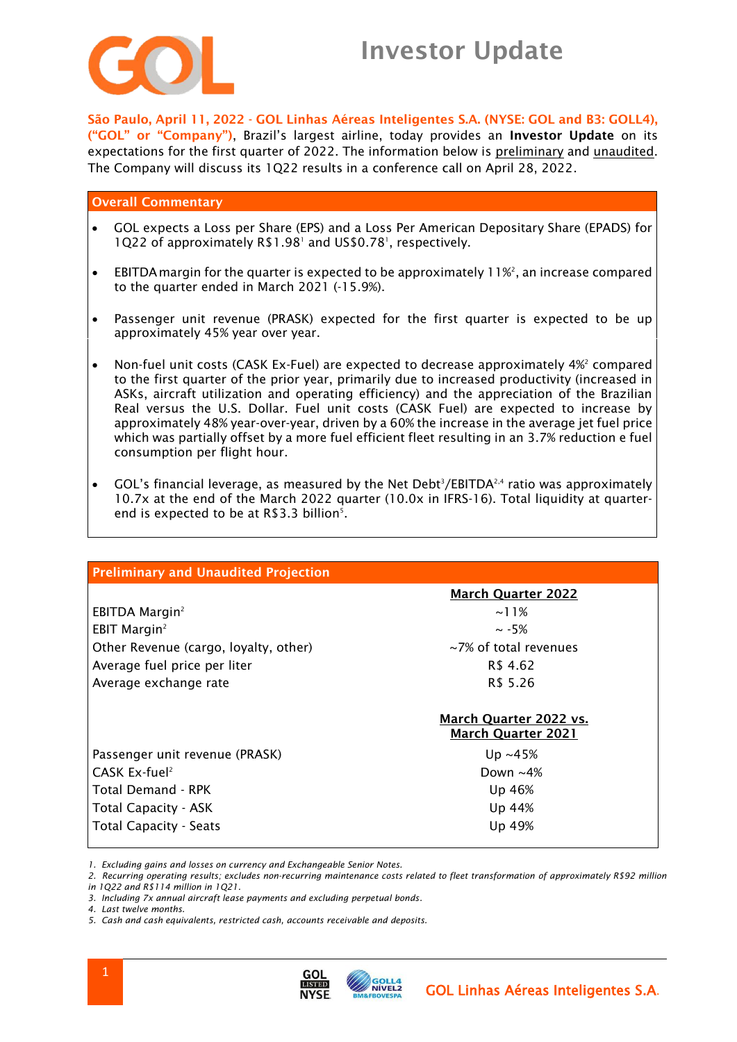# Investor Update

**São Paulo, April 11, 2022 - GOL Linhas Aéreas Inteligentes S.A. (NYSE: GOL and B3: GOLL4), ("GOL" or "Company")**, Brazil's largest airline, today provides an **Investor Update** on its expectations for the first quarter of 2022. The information below is preliminary and unaudited. The Company will discuss its 1Q22 results in a conference call on April 28, 2022.

## Overall Commentary

- GOL expects a Loss per Share (EPS) and a Loss Per American Depositary Share (EPADS) for 1Q22 of approximately R$1.98[1] and US$0.78[1], respectively.
- EBITDA margin for the quarter is expected to be approximately 11%[2], an increase compared to the quarter ended in March 2021 (-15.9%).
- Passenger unit revenue (PRASK) expected for the first quarter is expected to be up approximately 45% year over year.
- Non-fuel unit costs (CASK Ex-Fuel) are expected to decrease approximately 4%[2] compared to the first quarter of the prior year, primarily due to increased productivity (increased in ASKs, aircraft utilization and operating efficiency) and the appreciation of the Brazilian Real versus the U.S. Dollar. Fuel unit costs (CASK Fuel) are expected to increase by approximately 48% year-over-year, driven by a 60% the increase in the average jet fuel price which was partially offset by a more fuel efficient fleet resulting in an 3.7% reduction e fuel consumption per flight hour.
- GOL's financial leverage, as measured by the Net Debt[3]/EBITDA[2,4] ratio was approximately 10.7x at the end of the March 2022 quarter (10.0x in IFRS-16). Total liquidity at quarter-end is expected to be at R$3.3 billion[5].

## Preliminary and Unaudited Projection

| | March Quarter 2022 |
|---|---|
| EBITDA Margin[2] | ~11% |
| EBIT Margin[2] | ~ -5% |
| Other Revenue (cargo, loyalty, other) | ~7% of total revenues |
| Average fuel price per liter | R$ 4.62 |
| Average exchange rate | R$ 5.26 |

| | March Quarter 2022 vs. March Quarter 2021 |
|---|---|
| Passenger unit revenue (PRASK) | Up ~45% |
| CASK Ex-fuel[2] | Down ~4% |
| Total Demand - RPK | Up 46% |
| Total Capacity - ASK | Up 44% |
| Total Capacity - Seats | Up 49% |

*1. Excluding gains and losses on currency and Exchangeable Senior Notes.*
*2. Recurring operating results; excludes non-recurring maintenance costs related to fleet transformation of approximately R$92 million in 1Q22 and R$114 million in 1Q21.*
*3. Including 7x annual aircraft lease payments and excluding perpetual bonds.*
*4. Last twelve months.*
*5. Cash and cash equivalents, restricted cash, accounts receivable and deposits.*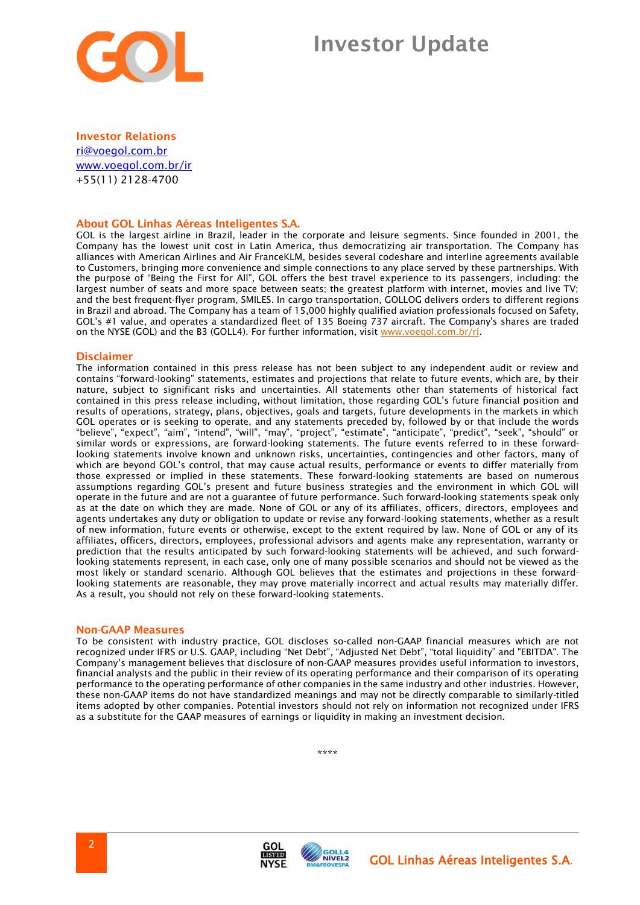### Investor Relations

ri@voegol.com.br
www.voegol.com.br/ir
+55(11) 2128-4700

### About GOL Linhas Aéreas Inteligentes S.A.

GOL is the largest airline in Brazil, leader in the corporate and leisure segments. Since founded in 2001, the Company has the lowest unit cost in Latin America, thus democratizing air transportation. The Company has alliances with American Airlines and Air FranceKLM, besides several codeshare and interline agreements available to Customers, bringing more convenience and simple connections to any place served by these partnerships. With the purpose of "Being the First for All", GOL offers the best travel experience to its passengers, including: the largest number of seats and more space between seats; the greatest platform with internet, movies and live TV; and the best frequent-flyer program, SMILES. In cargo transportation, GOLLOG delivers orders to different regions in Brazil and abroad. The Company has a team of 15,000 highly qualified aviation professionals focused on Safety, GOL's #1 value, and operates a standardized fleet of 135 Boeing 737 aircraft. The Company's shares are traded on the NYSE (GOL) and the B3 (GOLL4). For further information, visit www.voegol.com.br/ri.

### Disclaimer

The information contained in this press release has not been subject to any independent audit or review and contains "forward-looking" statements, estimates and projections that relate to future events, which are, by their nature, subject to significant risks and uncertainties. All statements other than statements of historical fact contained in this press release including, without limitation, those regarding GOL's future financial position and results of operations, strategy, plans, objectives, goals and targets, future developments in the markets in which GOL operates or is seeking to operate, and any statements preceded by, followed by or that include the words "believe", "expect", "aim", "intend", "will", "may", "project", "estimate", "anticipate", "predict", "seek", "should" or similar words or expressions, are forward-looking statements. The future events referred to in these forward-looking statements involve known and unknown risks, uncertainties, contingencies and other factors, many of which are beyond GOL's control, that may cause actual results, performance or events to differ materially from those expressed or implied in these statements. These forward-looking statements are based on numerous assumptions regarding GOL's present and future business strategies and the environment in which GOL will operate in the future and are not a guarantee of future performance. Such forward-looking statements speak only as at the date on which they are made. None of GOL or any of its affiliates, officers, directors, employees and agents undertakes any duty or obligation to update or revise any forward-looking statements, whether as a result of new information, future events or otherwise, except to the extent required by law. None of GOL or any of its affiliates, officers, directors, employees, professional advisors and agents make any representation, warranty or prediction that the results anticipated by such forward-looking statements will be achieved, and such forward-looking statements represent, in each case, only one of many possible scenarios and should not be viewed as the most likely or standard scenario. Although GOL believes that the estimates and projections in these forward-looking statements are reasonable, they may prove materially incorrect and actual results may materially differ. As a result, you should not rely on these forward-looking statements.

### Non-GAAP Measures

To be consistent with industry practice, GOL discloses so-called non-GAAP financial measures which are not recognized under IFRS or U.S. GAAP, including "Net Debt", "Adjusted Net Debt", "total liquidity" and "EBITDA". The Company's management believes that disclosure of non-GAAP measures provides useful information to investors, financial analysts and the public in their review of its operating performance and their comparison of its operating performance to the operating performance of other companies in the same industry and other industries. However, these non-GAAP items do not have standardized meanings and may not be directly comparable to similarly-titled items adopted by other companies. Potential investors should not rely on information not recognized under IFRS as a substitute for the GAAP measures of earnings or liquidity in making an investment decision.

****